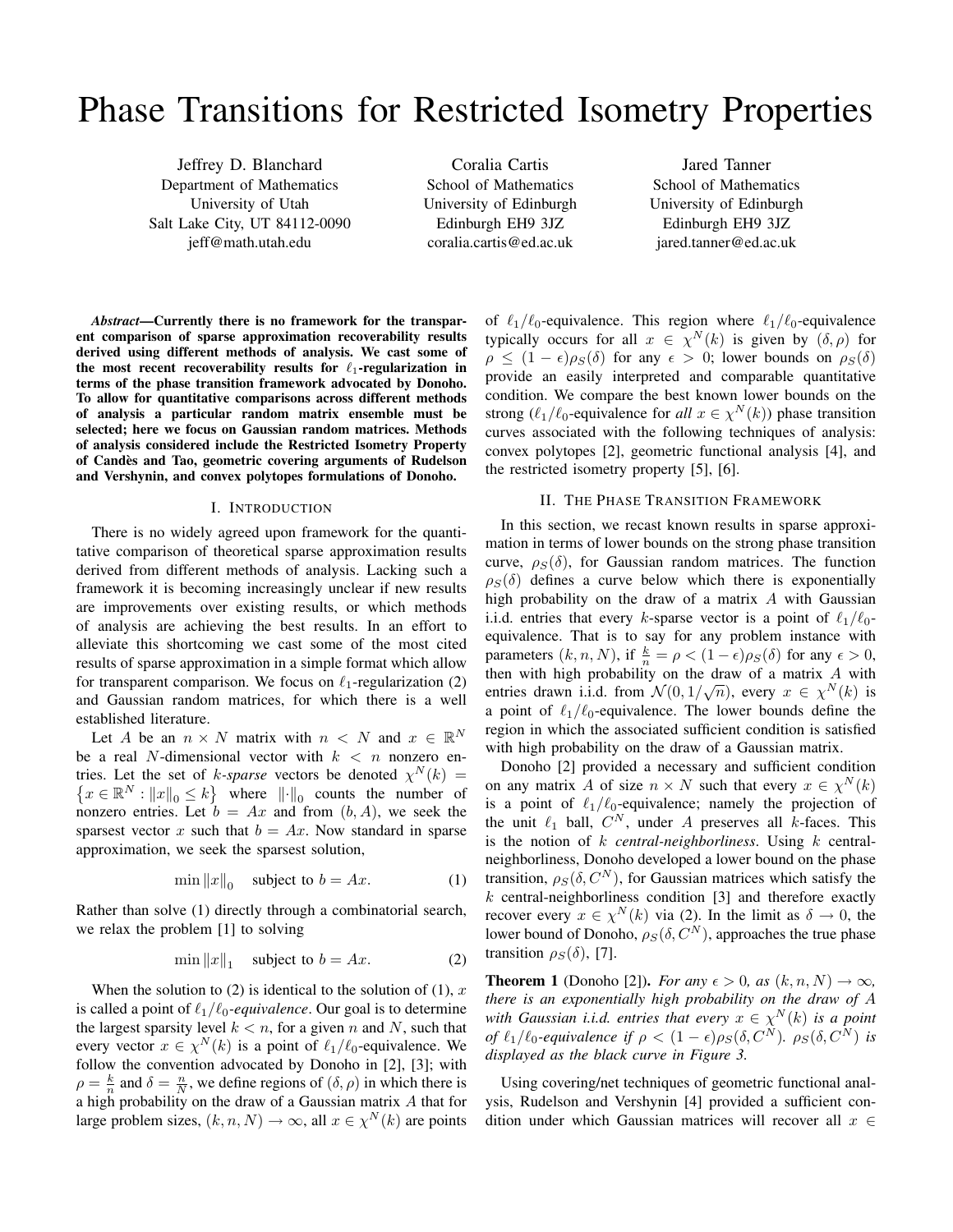# Phase Transitions for Restricted Isometry Properties

Jeffrey D. Blanchard
Department of Mathematics
University of Utah
Salt Lake City, UT 84112-0090
jeff@math.utah.edu

Coralia Cartis
School of Mathematics
University of Edinburgh
Edinburgh EH9 3JZ
coralia.cartis@ed.ac.uk

Jared Tanner
School of Mathematics
University of Edinburgh
Edinburgh EH9 3JZ
jared.tanner@ed.ac.uk

***Abstract*—Currently there is no framework for the transparent comparison of sparse approximation recoverability results derived using different methods of analysis. We cast some of the most recent recoverability results for $\ell_1$-regularization in terms of the phase transition framework advocated by Donoho. To allow for quantitative comparisons across different methods of analysis a particular random matrix ensemble must be selected; here we focus on Gaussian random matrices. Methods of analysis considered include the Restricted Isometry Property of Candès and Tao, geometric covering arguments of Rudelson and Vershynin, and convex polytopes formulations of Donoho.**

## I. Introduction

There is no widely agreed upon framework for the quantitative comparison of theoretical sparse approximation results derived from different methods of analysis. Lacking such a framework it is becoming increasingly unclear if new results are improvements over existing results, or which methods of analysis are achieving the best results. In an effort to alleviate this shortcoming we cast some of the most cited results of sparse approximation in a simple format which allow for transparent comparison. We focus on $\ell_1$-regularization (2) and Gaussian random matrices, for which there is a well established literature.

Let $A$ be an $n \times N$ matrix with $n < N$ and $x \in \mathbb{R}^N$ be a real $N$-dimensional vector with $k < n$ nonzero entries. Let the set of $k$-*sparse* vectors be denoted $\chi^N(k) = \left\{x \in \mathbb{R}^N : \|x\|_0 \leq k\right\}$ where $\|\cdot\|_0$ counts the number of nonzero entries. Let $b = Ax$ and from $(b, A)$, we seek the sparsest vector $x$ such that $b = Ax$. Now standard in sparse approximation, we seek the sparsest solution,

$$\min \|x\|_0 \quad \text{subject to } b = Ax. \tag{1}$$

Rather than solve (1) directly through a combinatorial search, we relax the problem [1] to solving

$$\min \|x\|_1 \quad \text{subject to } b = Ax. \tag{2}$$

When the solution to (2) is identical to the solution of (1), $x$ is called a point of $\ell_1/\ell_0$-*equivalence*. Our goal is to determine the largest sparsity level $k < n$, for a given $n$ and $N$, such that every vector $x \in \chi^N(k)$ is a point of $\ell_1/\ell_0$-equivalence. We follow the convention advocated by Donoho in [2], [3]; with $\rho = \frac{k}{n}$ and $\delta = \frac{n}{N}$, we define regions of $(\delta, \rho)$ in which there is a high probability on the draw of a Gaussian matrix $A$ that for large problem sizes, $(k, n, N) \to \infty$, all $x \in \chi^N(k)$ are points of $\ell_1/\ell_0$-equivalence. This region where $\ell_1/\ell_0$-equivalence typically occurs for all $x \in \chi^N(k)$ is given by $(\delta, \rho)$ for $\rho \leq (1 - \epsilon)\rho_S(\delta)$ for any $\epsilon > 0$; lower bounds on $\rho_S(\delta)$ provide an easily interpreted and comparable quantitative condition. We compare the best known lower bounds on the strong ($\ell_1/\ell_0$-equivalence for *all* $x \in \chi^N(k)$) phase transition curves associated with the following techniques of analysis: convex polytopes [2], geometric functional analysis [4], and the restricted isometry property [5], [6].

## II. The Phase Transition Framework

In this section, we recast known results in sparse approximation in terms of lower bounds on the strong phase transition curve, $\rho_S(\delta)$, for Gaussian random matrices. The function $\rho_S(\delta)$ defines a curve below which there is exponentially high probability on the draw of a matrix $A$ with Gaussian i.i.d. entries that every $k$-sparse vector is a point of $\ell_1/\ell_0$-equivalence. That is to say for any problem instance with parameters $(k, n, N)$, if $\frac{k}{n} = \rho < (1 - \epsilon)\rho_S(\delta)$ for any $\epsilon > 0$, then with high probability on the draw of a matrix $A$ with entries drawn i.i.d. from $\mathcal{N}(0, 1/\sqrt{n})$, every $x \in \chi^N(k)$ is a point of $\ell_1/\ell_0$-equivalence. The lower bounds define the region in which the associated sufficient condition is satisfied with high probability on the draw of a Gaussian matrix.

Donoho [2] provided a necessary and sufficient condition on any matrix $A$ of size $n \times N$ such that every $x \in \chi^N(k)$ is a point of $\ell_1/\ell_0$-equivalence; namely the projection of the unit $\ell_1$ ball, $C^N$, under $A$ preserves all $k$-faces. This is the notion of $k$ *central-neighborliness*. Using $k$ central-neighborliness, Donoho developed a lower bound on the phase transition, $\rho_S(\delta, C^N)$, for Gaussian matrices which satisfy the $k$ central-neighborliness condition [3] and therefore exactly recover every $x \in \chi^N(k)$ via (2). In the limit as $\delta \to 0$, the lower bound of Donoho, $\rho_S(\delta, C^N)$, approaches the true phase transition $\rho_S(\delta)$, [7].

**Theorem 1** (Donoho [2]). *For any $\epsilon > 0$, as $(k, n, N) \to \infty$, there is an exponentially high probability on the draw of $A$ with Gaussian i.i.d. entries that every $x \in \chi^N(k)$ is a point of $\ell_1/\ell_0$-equivalence if $\rho < (1 - \epsilon)\rho_S(\delta, C^N)$. $\rho_S(\delta, C^N)$ is displayed as the black curve in Figure 3.*

Using covering/net techniques of geometric functional analysis, Rudelson and Vershynin [4] provided a sufficient condition under which Gaussian matrices will recover all $x \in$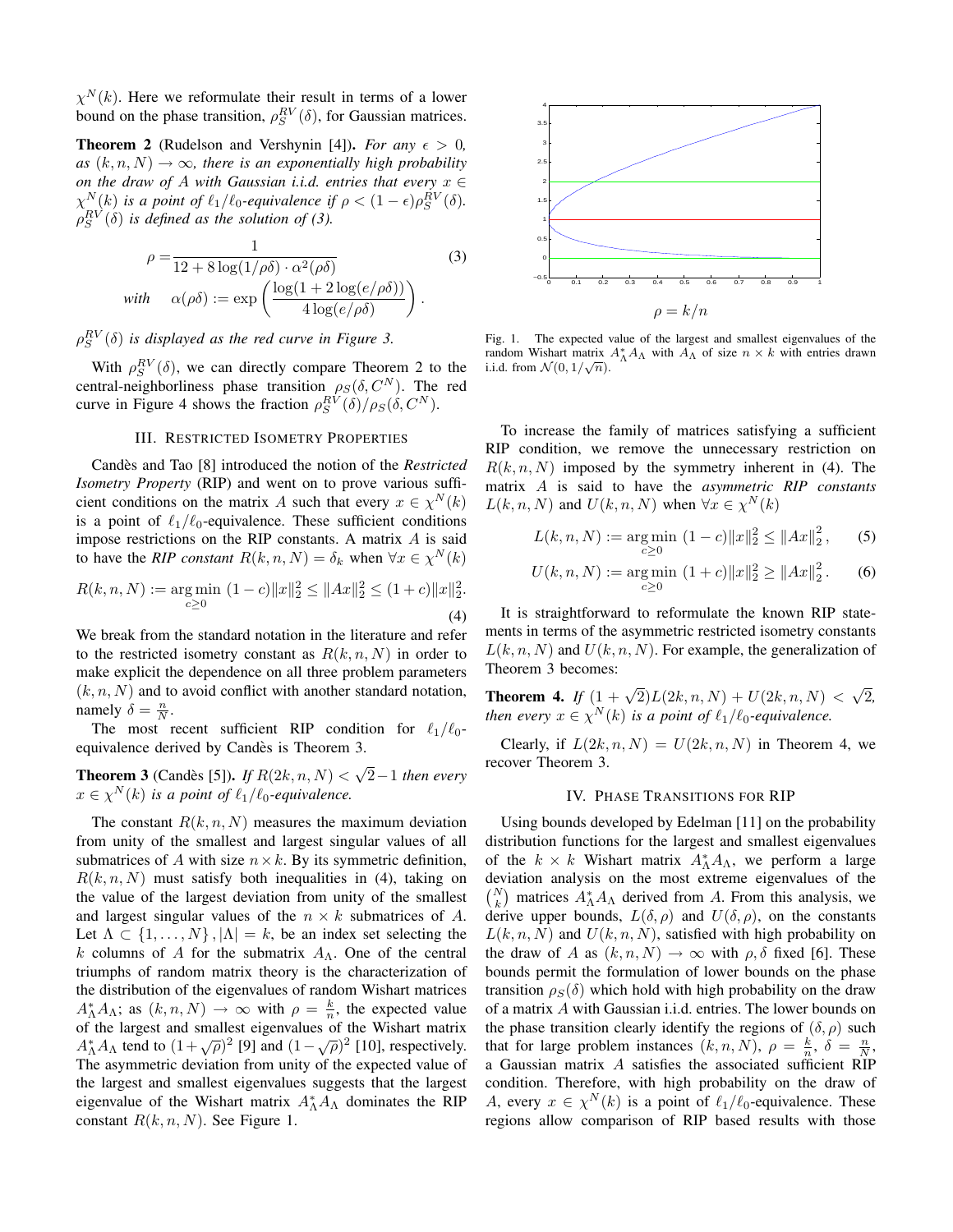$\chi^N(k)$. Here we reformulate their result in terms of a lower bound on the phase transition, $\rho_S^{RV}(\delta)$, for Gaussian matrices.

**Theorem 2** (Rudelson and Vershynin [4]). *For any $\epsilon > 0$, as $(k, n, N) \to \infty$, there is an exponentially high probability on the draw of $A$ with Gaussian i.i.d. entries that every $x \in \chi^N(k)$ is a point of $\ell_1/\ell_0$-equivalence if $\rho < (1-\epsilon)\rho_S^{RV}(\delta)$. $\rho_S^{RV}(\delta)$ is defined as the solution of (3).*

$$\rho = \frac{1}{12 + 8\log(1/\rho\delta)\cdot\alpha^2(\rho\delta)} \quad (3)$$

$$\textit{with} \quad \alpha(\rho\delta) := \exp\left(\frac{\log(1+2\log(e/\rho\delta))}{4\log(e/\rho\delta)}\right).$$

*$\rho_S^{RV}(\delta)$ is displayed as the red curve in Figure 3.*

With $\rho_S^{RV}(\delta)$, we can directly compare Theorem 2 to the central-neighborliness phase transition $\rho_S(\delta, C^N)$. The red curve in Figure 4 shows the fraction $\rho_S^{RV}(\delta)/\rho_S(\delta, C^N)$.

## III. Restricted Isometry Properties

Candès and Tao [8] introduced the notion of the *Restricted Isometry Property* (RIP) and went on to prove various sufficient conditions on the matrix $A$ such that every $x \in \chi^N(k)$ is a point of $\ell_1/\ell_0$-equivalence. These sufficient conditions impose restrictions on the RIP constants. A matrix $A$ is said to have the *RIP constant* $R(k,n,N) = \delta_k$ when $\forall x \in \chi^N(k)$

$$R(k,n,N) := \underset{c\geq 0}{\arg\min}\ (1-c)\|x\|_2^2 \leq \|Ax\|_2^2 \leq (1+c)\|x\|_2^2. \quad (4)$$

We break from the standard notation in the literature and refer to the restricted isometry constant as $R(k,n,N)$ in order to make explicit the dependence on all three problem parameters $(k,n,N)$ and to avoid conflict with another standard notation, namely $\delta = \frac{n}{N}$.

The most recent sufficient RIP condition for $\ell_1/\ell_0$-equivalence derived by Candès is Theorem 3.

**Theorem 3** (Candès [5]). *If $R(2k,n,N) < \sqrt{2}-1$ then every $x \in \chi^N(k)$ is a point of $\ell_1/\ell_0$-equivalence.*

The constant $R(k,n,N)$ measures the maximum deviation from unity of the smallest and largest singular values of all submatrices of $A$ with size $n \times k$. By its symmetric definition, $R(k,n,N)$ must satisfy both inequalities in (4), taking on the value of the largest deviation from unity of the smallest and largest singular values of the $n \times k$ submatrices of $A$. Let $\Lambda \subset \{1,\ldots,N\}, |\Lambda| = k$, be an index set selecting the $k$ columns of $A$ for the submatrix $A_\Lambda$. One of the central triumphs of random matrix theory is the characterization of the distribution of the eigenvalues of random Wishart matrices $A_\Lambda^* A_\Lambda$; as $(k,n,N) \to \infty$ with $\rho = \frac{k}{n}$, the expected value of the largest and smallest eigenvalues of the Wishart matrix $A_\Lambda^* A_\Lambda$ tend to $(1+\sqrt{\rho})^2$ [9] and $(1-\sqrt{\rho})^2$ [10], respectively. The asymmetric deviation from unity of the expected value of the largest and smallest eigenvalues suggests that the largest eigenvalue of the Wishart matrix $A_\Lambda^* A_\Lambda$ dominates the RIP constant $R(k,n,N)$. See Figure 1.

Fig. 1. The expected value of the largest and smallest eigenvalues of the random Wishart matrix $A_\Lambda^* A_\Lambda$ with $A_\Lambda$ of size $n \times k$ with entries drawn i.i.d. from $\mathcal{N}(0, 1/\sqrt{n})$.

To increase the family of matrices satisfying a sufficient RIP condition, we remove the unnecessary restriction on $R(k,n,N)$ imposed by the symmetry inherent in (4). The matrix $A$ is said to have the *asymmetric RIP constants* $L(k,n,N)$ and $U(k,n,N)$ when $\forall x \in \chi^N(k)$

$$L(k,n,N) := \underset{c\geq 0}{\arg\min}\ (1-c)\|x\|_2^2 \leq \|Ax\|_2^2, \quad (5)$$

$$U(k,n,N) := \underset{c\geq 0}{\arg\min}\ (1+c)\|x\|_2^2 \geq \|Ax\|_2^2. \quad (6)$$

It is straightforward to reformulate the known RIP statements in terms of the asymmetric restricted isometry constants $L(k,n,N)$ and $U(k,n,N)$. For example, the generalization of Theorem 3 becomes:

**Theorem 4.** *If $(1+\sqrt{2})L(2k,n,N) + U(2k,n,N) < \sqrt{2}$, then every $x \in \chi^N(k)$ is a point of $\ell_1/\ell_0$-equivalence.*

Clearly, if $L(2k,n,N) = U(2k,n,N)$ in Theorem 4, we recover Theorem 3.

## IV. Phase Transitions for RIP

Using bounds developed by Edelman [11] on the probability distribution functions for the largest and smallest eigenvalues of the $k \times k$ Wishart matrix $A_\Lambda^* A_\Lambda$, we perform a large deviation analysis on the most extreme eigenvalues of the $\binom{N}{k}$ matrices $A_\Lambda^* A_\Lambda$ derived from $A$. From this analysis, we derive upper bounds, $L(\delta,\rho)$ and $U(\delta,\rho)$, on the constants $L(k,n,N)$ and $U(k,n,N)$, satisfied with high probability on the draw of $A$ as $(k,n,N) \to \infty$ with $\rho, \delta$ fixed [6]. These bounds permit the formulation of lower bounds on the phase transition $\rho_S(\delta)$ which hold with high probability on the draw of a matrix $A$ with Gaussian i.i.d. entries. The lower bounds on the phase transition clearly identify the regions of $(\delta,\rho)$ such that for large problem instances $(k,n,N)$, $\rho = \frac{k}{n}$, $\delta = \frac{n}{N}$, a Gaussian matrix $A$ satisfies the associated sufficient RIP condition. Therefore, with high probability on the draw of $A$, every $x \in \chi^N(k)$ is a point of $\ell_1/\ell_0$-equivalence. These regions allow comparison of RIP based results with those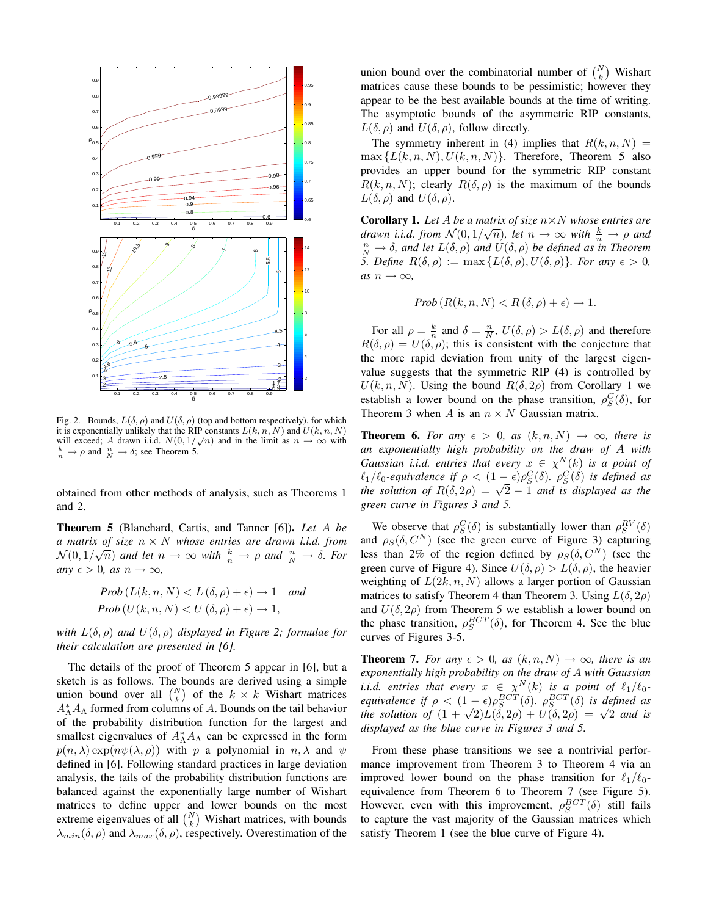Fig. 2. Bounds, $L(\delta,\rho)$ and $U(\delta,\rho)$ (top and bottom respectively), for which it is exponentially unlikely that the RIP constants $L(k,n,N)$ and $U(k,n,N)$ will exceed; $A$ drawn i.i.d. $N(0,1/\sqrt{n})$ and in the limit as $n\to\infty$ with $\frac{k}{n}\to\rho$ and $\frac{n}{N}\to\delta$; see Theorem 5.

obtained from other methods of analysis, such as Theorems 1 and 2.

**Theorem 5** (Blanchard, Cartis, and Tanner [6]). *Let $A$ be a matrix of size $n\times N$ whose entries are drawn i.i.d. from $\mathcal{N}(0,1/\sqrt{n})$ and let $n\to\infty$ with $\frac{k}{n}\to\rho$ and $\frac{n}{N}\to\delta$. For any $\epsilon>0$, as $n\to\infty$,*

$$Prob\left(L(k,n,N) < L\left(\delta,\rho\right)+\epsilon\right)\to 1 \quad \text{and}$$
$$Prob\left(U(k,n,N) < U\left(\delta,\rho\right)+\epsilon\right)\to 1,$$

*with $L(\delta,\rho)$ and $U(\delta,\rho)$ displayed in Figure 2; formulae for their calculation are presented in [6].*

The details of the proof of Theorem 5 appear in [6], but a sketch is as follows. The bounds are derived using a simple union bound over all $\binom{N}{k}$ of the $k\times k$ Wishart matrices $A_\Lambda^* A_\Lambda$ formed from columns of $A$. Bounds on the tail behavior of the probability distribution function for the largest and smallest eigenvalues of $A_\Lambda^* A_\Lambda$ can be expressed in the form $p(n,\lambda)\exp(n\psi(\lambda,\rho))$ with $p$ a polynomial in $n,\lambda$ and $\psi$ defined in [6]. Following standard practices in large deviation analysis, the tails of the probability distribution functions are balanced against the exponentially large number of Wishart matrices to define upper and lower bounds on the most extreme eigenvalues of all $\binom{N}{k}$ Wishart matrices, with bounds $\lambda_{min}(\delta,\rho)$ and $\lambda_{max}(\delta,\rho)$, respectively. Overestimation of the union bound over the combinatorial number of $\binom{N}{k}$ Wishart matrices cause these bounds to be pessimistic; however they appear to be the best available bounds at the time of writing. The asymptotic bounds of the asymmetric RIP constants, $L(\delta,\rho)$ and $U(\delta,\rho)$, follow directly.

The symmetry inherent in (4) implies that $R(k,n,N) = \max\{L(k,n,N),U(k,n,N)\}$. Therefore, Theorem 5 also provides an upper bound for the symmetric RIP constant $R(k,n,N)$; clearly $R(\delta,\rho)$ is the maximum of the bounds $L(\delta,\rho)$ and $U(\delta,\rho)$.

**Corollary 1.** *Let $A$ be a matrix of size $n\times N$ whose entries are drawn i.i.d. from $\mathcal{N}(0,1/\sqrt{n})$, let $n\to\infty$ with $\frac{k}{n}\to\rho$ and $\frac{n}{N}\to\delta$, and let $L(\delta,\rho)$ and $U(\delta,\rho)$ be defined as in Theorem 5. Define $R(\delta,\rho):=\max\{L(\delta,\rho),U(\delta,\rho)\}$. For any $\epsilon>0$, as $n\to\infty$,*

$$Prob\left(R(k,n,N) < R\left(\delta,\rho\right)+\epsilon\right)\to 1.$$

For all $\rho=\frac{k}{n}$ and $\delta=\frac{n}{N}$, $U(\delta,\rho)>L(\delta,\rho)$ and therefore $R(\delta,\rho)=U(\delta,\rho)$; this is consistent with the conjecture that the more rapid deviation from unity of the largest eigenvalue suggests that the symmetric RIP (4) is controlled by $U(k,n,N)$. Using the bound $R(\delta,2\rho)$ from Corollary 1 we establish a lower bound on the phase transition, $\rho_S^C(\delta)$, for Theorem 3 when $A$ is an $n\times N$ Gaussian matrix.

**Theorem 6.** *For any $\epsilon>0$, as $(k,n,N)\to\infty$, there is an exponentially high probability on the draw of $A$ with Gaussian i.i.d. entries that every $x\in\chi^N(k)$ is a point of $\ell_1/\ell_0$-equivalence if $\rho<(1-\epsilon)\rho_S^C(\delta)$. $\rho_S^C(\delta)$ is defined as the solution of $R(\delta,2\rho)=\sqrt{2}-1$ and is displayed as the green curve in Figures 3 and 5.*

We observe that $\rho_S^C(\delta)$ is substantially lower than $\rho_S^{RV}(\delta)$ and $\rho_S(\delta,C^N)$ (see the green curve of Figure 3) capturing less than 2% of the region defined by $\rho_S(\delta,C^N)$ (see the green curve of Figure 4). Since $U(\delta,\rho)>L(\delta,\rho)$, the heavier weighting of $L(2k,n,N)$ allows a larger portion of Gaussian matrices to satisfy Theorem 4 than Theorem 3. Using $L(\delta,2\rho)$ and $U(\delta,2\rho)$ from Theorem 5 we establish a lower bound on the phase transition, $\rho_S^{BCT}(\delta)$, for Theorem 4. See the blue curves of Figures 3-5.

**Theorem 7.** *For any $\epsilon>0$, as $(k,n,N)\to\infty$, there is an exponentially high probability on the draw of $A$ with Gaussian i.i.d. entries that every $x\in\chi^N(k)$ is a point of $\ell_1/\ell_0$-equivalence if $\rho<(1-\epsilon)\rho_S^{BCT}(\delta)$. $\rho_S^{BCT}(\delta)$ is defined as the solution of $(1+\sqrt{2})L(\delta,2\rho)+U(\delta,2\rho)=\sqrt{2}$ and is displayed as the blue curve in Figures 3 and 5.*

From these phase transitions we see a nontrivial performance improvement from Theorem 3 to Theorem 4 via an improved lower bound on the phase transition for $\ell_1/\ell_0$-equivalence from Theorem 6 to Theorem 7 (see Figure 5). However, even with this improvement, $\rho_S^{BCT}(\delta)$ still fails to capture the vast majority of the Gaussian matrices which satisfy Theorem 1 (see the blue curve of Figure 4).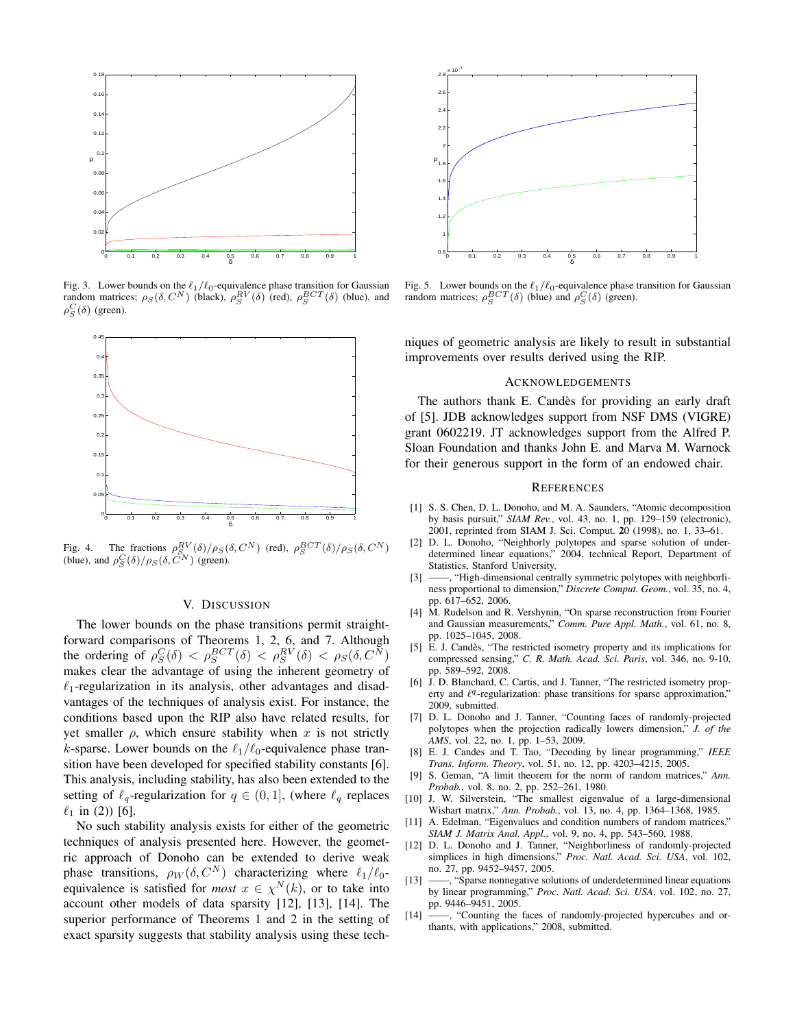0.18
0.16
0.14
0.12
0.1
ρ
0.08
0.06
0.04
0.02
0
0 0.1 0.2 0.3 0.4 0.5 0.6 0.7 0.8 0.9 1
δ

Fig. 3. Lower bounds on the $\ell_1/\ell_0$-equivalence phase transition for Gaussian random matrices; $\rho_S(\delta, C^N)$ (black), $\rho_S^{RV}(\delta)$ (red), $\rho_S^{BCT}(\delta)$ (blue), and $\rho_S^C(\delta)$ (green).

0.45
0.4
0.35
0.3
0.25
0.2
0.15
0.1
0.05
0
0 0.1 0.2 0.3 0.4 0.5 0.6 0.7 0.8 0.9 1
δ

Fig. 4. The fractions $\rho_S^{RV}(\delta)/\rho_S(\delta, C^N)$ (red), $\rho_S^{BCT}(\delta)/\rho_S(\delta, C^N)$ (blue), and $\rho_S^C(\delta)/\rho_S(\delta, C^N)$ (green).

## V. Discussion

The lower bounds on the phase transitions permit straightforward comparisons of Theorems 1, 2, 6, and 7. Although the ordering of $\rho_S^C(\delta) < \rho_S^{BCT}(\delta) < \rho_S^{RV}(\delta) < \rho_S(\delta, C^N)$ makes clear the advantage of using the inherent geometry of $\ell_1$-regularization in its analysis, other advantages and disadvantages of the techniques of analysis exist. For instance, the conditions based upon the RIP also have related results, for yet smaller $\rho$, which ensure stability when $x$ is not strictly $k$-sparse. Lower bounds on the $\ell_1/\ell_0$-equivalence phase transition have been developed for specified stability constants [6]. This analysis, including stability, has also been extended to the setting of $\ell_q$-regularization for $q \in (0, 1]$, (where $\ell_q$ replaces $\ell_1$ in (2)) [6].

No such stability analysis exists for either of the geometric techniques of analysis presented here. However, the geometric approach of Donoho can be extended to derive weak phase transitions, $\rho_W(\delta, C^N)$ characterizing where $\ell_1/\ell_0$-equivalence is satisfied for *most* $x \in \chi^N(k)$, or to take into account other models of data sparsity [12], [13], [14]. The superior performance of Theorems 1 and 2 in the setting of exact sparsity suggests that stability analysis using these techniques of geometric analysis are likely to result in substantial improvements over results derived using the RIP.

2.8 x 10^{-3}
2.6
2.4
2.2
2
ρ 1.8
1.6
1.4
1.2
1
0.8
0 0.1 0.2 0.3 0.4 0.5 0.6 0.7 0.8 0.9 1
δ

Fig. 5. Lower bounds on the $\ell_1/\ell_0$-equivalence phase transition for Gaussian random matrices; $\rho_S^{BCT}(\delta)$ (blue) and $\rho_S^C(\delta)$ (green).

## Acknowledgements

The authors thank E. Candès for providing an early draft of [5]. JDB acknowledges support from NSF DMS (VIGRE) grant 0602219. JT acknowledges support from the Alfred P. Sloan Foundation and thanks John E. and Marva M. Warnock for their generous support in the form of an endowed chair.

## References

[1] S. S. Chen, D. L. Donoho, and M. A. Saunders, "Atomic decomposition by basis pursuit," *SIAM Rev.*, vol. 43, no. 1, pp. 129–159 (electronic), 2001, reprinted from SIAM J. Sci. Comput. **2**0 (1998), no. 1, 33–61.

[2] D. L. Donoho, "Neighborly polytopes and sparse solution of underdetermined linear equations," 2004, technical Report, Department of Statistics, Stanford University.

[3] ——, "High-dimensional centrally symmetric polytopes with neighborliness proportional to dimension," *Discrete Comput. Geom.*, vol. 35, no. 4, pp. 617–652, 2006.

[4] M. Rudelson and R. Vershynin, "On sparse reconstruction from Fourier and Gaussian measurements," *Comm. Pure Appl. Math.*, vol. 61, no. 8, pp. 1025–1045, 2008.

[5] E. J. Candès, "The restricted isometry property and its implications for compressed sensing," *C. R. Math. Acad. Sci. Paris*, vol. 346, no. 9-10, pp. 589–592, 2008.

[6] J. D. Blanchard, C. Cartis, and J. Tanner, "The restricted isometry property and $\ell^q$-regularization: phase transitions for sparse approximation," 2009, submitted.

[7] D. L. Donoho and J. Tanner, "Counting faces of randomly-projected polytopes when the projection radically lowers dimension," *J. of the AMS*, vol. 22, no. 1, pp. 1–53, 2009.

[8] E. J. Candes and T. Tao, "Decoding by linear programming," *IEEE Trans. Inform. Theory*, vol. 51, no. 12, pp. 4203–4215, 2005.

[9] S. Geman, "A limit theorem for the norm of random matrices," *Ann. Probab.*, vol. 8, no. 2, pp. 252–261, 1980.

[10] J. W. Silverstein, "The smallest eigenvalue of a large-dimensional Wishart matrix," *Ann. Probab.*, vol. 13, no. 4, pp. 1364–1368, 1985.

[11] A. Edelman, "Eigenvalues and condition numbers of random matrices," *SIAM J. Matrix Anal. Appl.*, vol. 9, no. 4, pp. 543–560, 1988.

[12] D. L. Donoho and J. Tanner, "Neighborliness of randomly-projected simplices in high dimensions," *Proc. Natl. Acad. Sci. USA*, vol. 102, no. 27, pp. 9452–9457, 2005.

[13] ——, "Sparse nonnegative solutions of underdetermined linear equations by linear programming," *Proc. Natl. Acad. Sci. USA*, vol. 102, no. 27, pp. 9446–9451, 2005.

[14] ——, "Counting the faces of randomly-projected hypercubes and orthants, with applications," 2008, submitted.